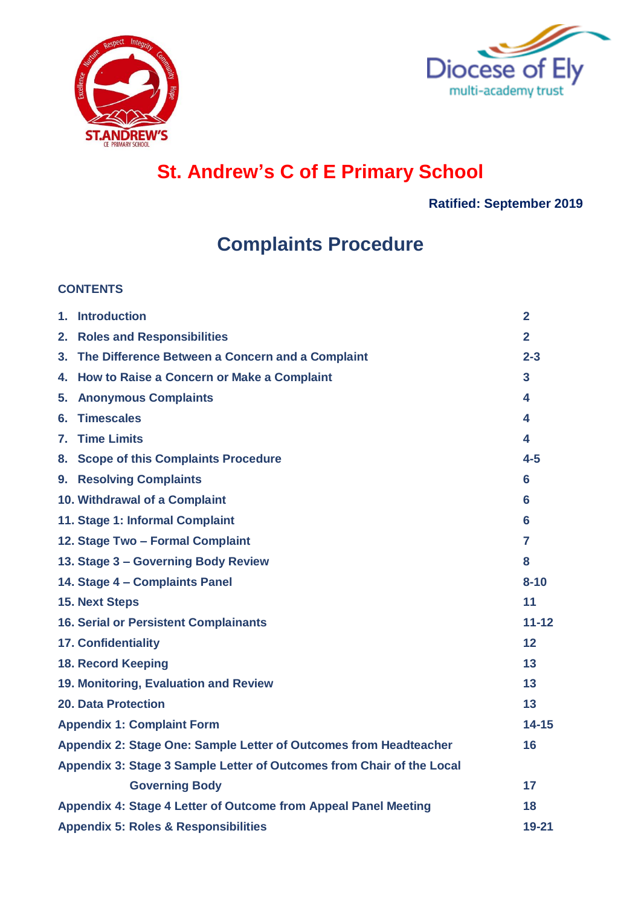# St. Andrew's C of E Primary School

**Ratified: September 2019**

## Complaints Procedure

**CONTENTS**

| | |
|---|---|
| 1. Introduction | 2 |
| 2. Roles and Responsibilities | 2 |
| 3. The Difference Between a Concern and a Complaint | 2-3 |
| 4. How to Raise a Concern or Make a Complaint | 3 |
| 5. Anonymous Complaints | 4 |
| 6. Timescales | 4 |
| 7. Time Limits | 4 |
| 8. Scope of this Complaints Procedure | 4-5 |
| 9. Resolving Complaints | 6 |
| 10. Withdrawal of a Complaint | 6 |
| 11. Stage 1: Informal Complaint | 6 |
| 12. Stage Two – Formal Complaint | 7 |
| 13. Stage 3 – Governing Body Review | 8 |
| 14. Stage 4 – Complaints Panel | 8-10 |
| 15. Next Steps | 11 |
| 16. Serial or Persistent Complainants | 11-12 |
| 17. Confidentiality | 12 |
| 18. Record Keeping | 13 |
| 19. Monitoring, Evaluation and Review | 13 |
| 20. Data Protection | 13 |
| Appendix 1: Complaint Form | 14-15 |
| Appendix 2: Stage One: Sample Letter of Outcomes from Headteacher | 16 |
| Appendix 3: Stage 3 Sample Letter of Outcomes from Chair of the Local Governing Body | 17 |
| Appendix 4: Stage 4 Letter of Outcome from Appeal Panel Meeting | 18 |
| Appendix 5: Roles & Responsibilities | 19-21 |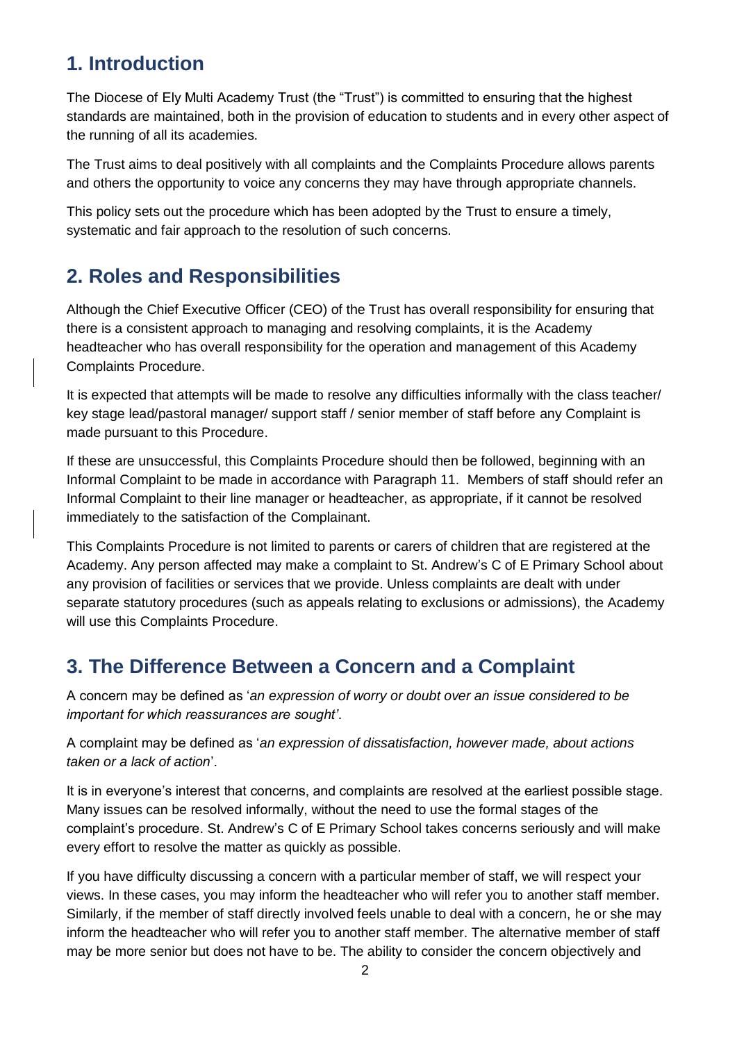## 1. Introduction

The Diocese of Ely Multi Academy Trust (the "Trust") is committed to ensuring that the highest standards are maintained, both in the provision of education to students and in every other aspect of the running of all its academies.

The Trust aims to deal positively with all complaints and the Complaints Procedure allows parents and others the opportunity to voice any concerns they may have through appropriate channels.

This policy sets out the procedure which has been adopted by the Trust to ensure a timely, systematic and fair approach to the resolution of such concerns.

## 2. Roles and Responsibilities

Although the Chief Executive Officer (CEO) of the Trust has overall responsibility for ensuring that there is a consistent approach to managing and resolving complaints, it is the Academy headteacher who has overall responsibility for the operation and management of this Academy Complaints Procedure.

It is expected that attempts will be made to resolve any difficulties informally with the class teacher/ key stage lead/pastoral manager/ support staff / senior member of staff before any Complaint is made pursuant to this Procedure.

If these are unsuccessful, this Complaints Procedure should then be followed, beginning with an Informal Complaint to be made in accordance with Paragraph 11. Members of staff should refer an Informal Complaint to their line manager or headteacher, as appropriate, if it cannot be resolved immediately to the satisfaction of the Complainant.

This Complaints Procedure is not limited to parents or carers of children that are registered at the Academy. Any person affected may make a complaint to St. Andrew's C of E Primary School about any provision of facilities or services that we provide. Unless complaints are dealt with under separate statutory procedures (such as appeals relating to exclusions or admissions), the Academy will use this Complaints Procedure.

## 3. The Difference Between a Concern and a Complaint

A concern may be defined as '*an expression of worry or doubt over an issue considered to be important for which reassurances are sought*'.

A complaint may be defined as '*an expression of dissatisfaction, however made, about actions taken or a lack of action*'.

It is in everyone's interest that concerns, and complaints are resolved at the earliest possible stage. Many issues can be resolved informally, without the need to use the formal stages of the complaint's procedure. St. Andrew's C of E Primary School takes concerns seriously and will make every effort to resolve the matter as quickly as possible.

If you have difficulty discussing a concern with a particular member of staff, we will respect your views. In these cases, you may inform the headteacher who will refer you to another staff member. Similarly, if the member of staff directly involved feels unable to deal with a concern, he or she may inform the headteacher who will refer you to another staff member. The alternative member of staff may be more senior but does not have to be. The ability to consider the concern objectively and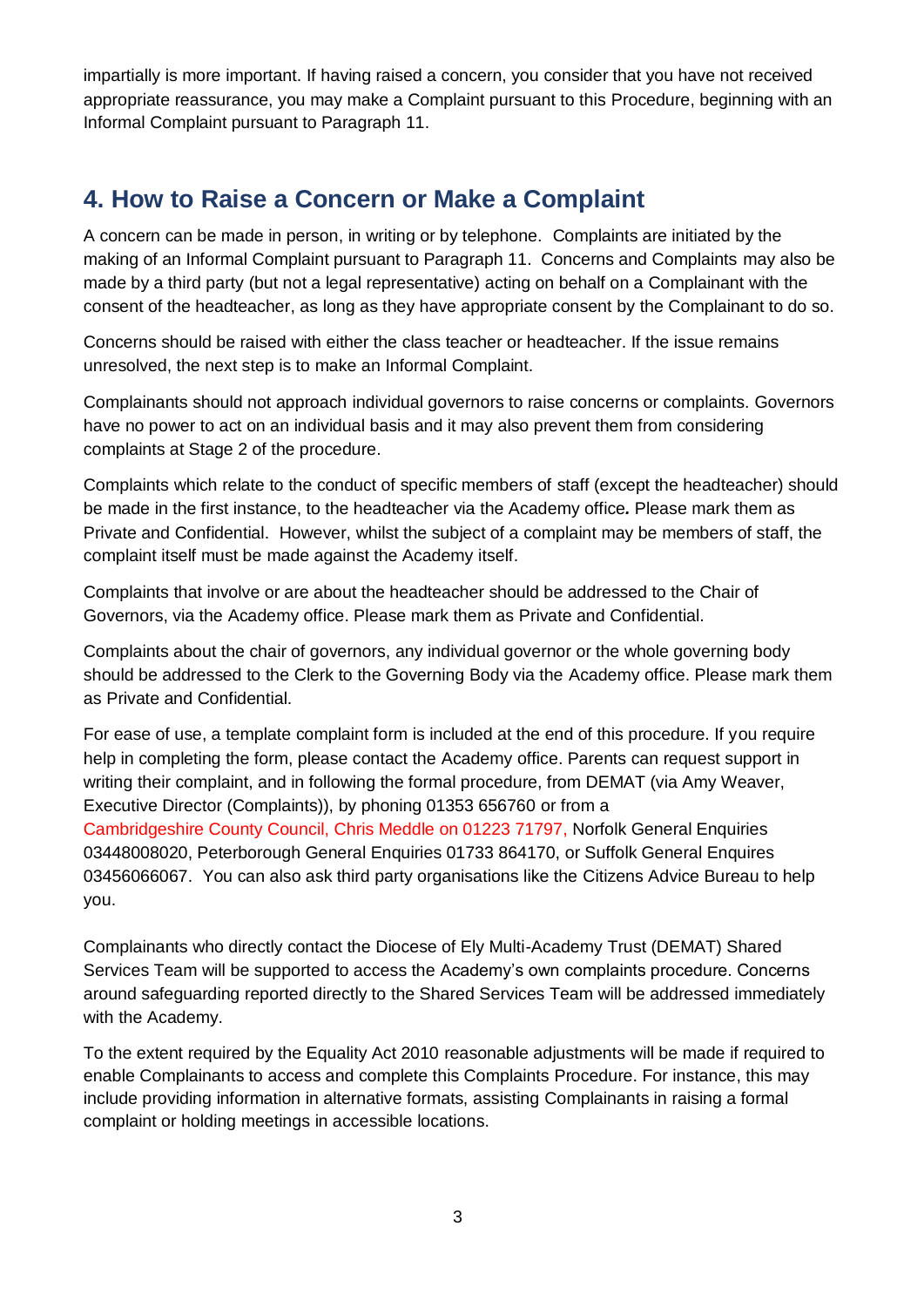impartially is more important. If having raised a concern, you consider that you have not received appropriate reassurance, you may make a Complaint pursuant to this Procedure, beginning with an Informal Complaint pursuant to Paragraph 11.

## 4. How to Raise a Concern or Make a Complaint

A concern can be made in person, in writing or by telephone. Complaints are initiated by the making of an Informal Complaint pursuant to Paragraph 11. Concerns and Complaints may also be made by a third party (but not a legal representative) acting on behalf on a Complainant with the consent of the headteacher, as long as they have appropriate consent by the Complainant to do so.

Concerns should be raised with either the class teacher or headteacher. If the issue remains unresolved, the next step is to make an Informal Complaint.

Complainants should not approach individual governors to raise concerns or complaints. Governors have no power to act on an individual basis and it may also prevent them from considering complaints at Stage 2 of the procedure.

Complaints which relate to the conduct of specific members of staff (except the headteacher) should be made in the first instance, to the headteacher via the Academy office*.* Please mark them as Private and Confidential. However, whilst the subject of a complaint may be members of staff, the complaint itself must be made against the Academy itself.

Complaints that involve or are about the headteacher should be addressed to the Chair of Governors, via the Academy office. Please mark them as Private and Confidential.

Complaints about the chair of governors, any individual governor or the whole governing body should be addressed to the Clerk to the Governing Body via the Academy office. Please mark them as Private and Confidential.

For ease of use, a template complaint form is included at the end of this procedure. If you require help in completing the form, please contact the Academy office. Parents can request support in writing their complaint, and in following the formal procedure, from DEMAT (via Amy Weaver, Executive Director (Complaints)), by phoning 01353 656760 or from a Cambridgeshire County Council, Chris Meddle on 01223 71797, Norfolk General Enquiries 03448008020, Peterborough General Enquiries 01733 864170, or Suffolk General Enquires 03456066067. You can also ask third party organisations like the Citizens Advice Bureau to help you.

Complainants who directly contact the Diocese of Ely Multi-Academy Trust (DEMAT) Shared Services Team will be supported to access the Academy's own complaints procedure. Concerns around safeguarding reported directly to the Shared Services Team will be addressed immediately with the Academy.

To the extent required by the Equality Act 2010 reasonable adjustments will be made if required to enable Complainants to access and complete this Complaints Procedure. For instance, this may include providing information in alternative formats, assisting Complainants in raising a formal complaint or holding meetings in accessible locations.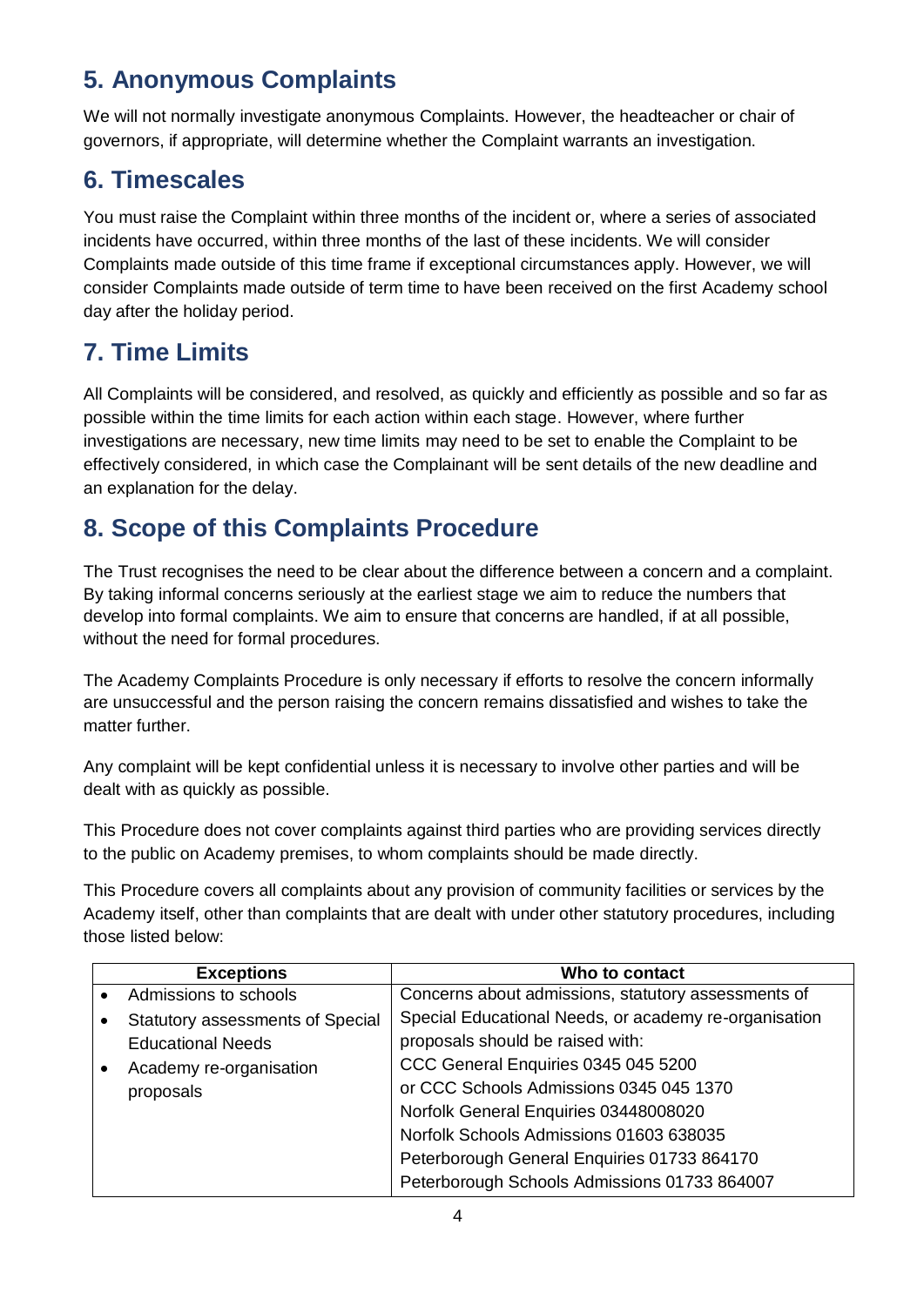## 5. Anonymous Complaints

We will not normally investigate anonymous Complaints. However, the headteacher or chair of governors, if appropriate, will determine whether the Complaint warrants an investigation.

## 6. Timescales

You must raise the Complaint within three months of the incident or, where a series of associated incidents have occurred, within three months of the last of these incidents. We will consider Complaints made outside of this time frame if exceptional circumstances apply. However, we will consider Complaints made outside of term time to have been received on the first Academy school day after the holiday period.

## 7. Time Limits

All Complaints will be considered, and resolved, as quickly and efficiently as possible and so far as possible within the time limits for each action within each stage. However, where further investigations are necessary, new time limits may need to be set to enable the Complaint to be effectively considered, in which case the Complainant will be sent details of the new deadline and an explanation for the delay.

## 8. Scope of this Complaints Procedure

The Trust recognises the need to be clear about the difference between a concern and a complaint. By taking informal concerns seriously at the earliest stage we aim to reduce the numbers that develop into formal complaints. We aim to ensure that concerns are handled, if at all possible, without the need for formal procedures.

The Academy Complaints Procedure is only necessary if efforts to resolve the concern informally are unsuccessful and the person raising the concern remains dissatisfied and wishes to take the matter further.

Any complaint will be kept confidential unless it is necessary to involve other parties and will be dealt with as quickly as possible.

This Procedure does not cover complaints against third parties who are providing services directly to the public on Academy premises, to whom complaints should be made directly.

This Procedure covers all complaints about any provision of community facilities or services by the Academy itself, other than complaints that are dealt with under other statutory procedures, including those listed below:

| Exceptions | Who to contact |
|---|---|
| • Admissions to schools<br>• Statutory assessments of Special Educational Needs<br>• Academy re-organisation proposals | Concerns about admissions, statutory assessments of Special Educational Needs, or academy re-organisation proposals should be raised with:<br>CCC General Enquiries 0345 045 5200<br>or CCC Schools Admissions 0345 045 1370<br>Norfolk General Enquiries 03448008020<br>Norfolk Schools Admissions 01603 638035<br>Peterborough General Enquiries 01733 864170<br>Peterborough Schools Admissions 01733 864007 |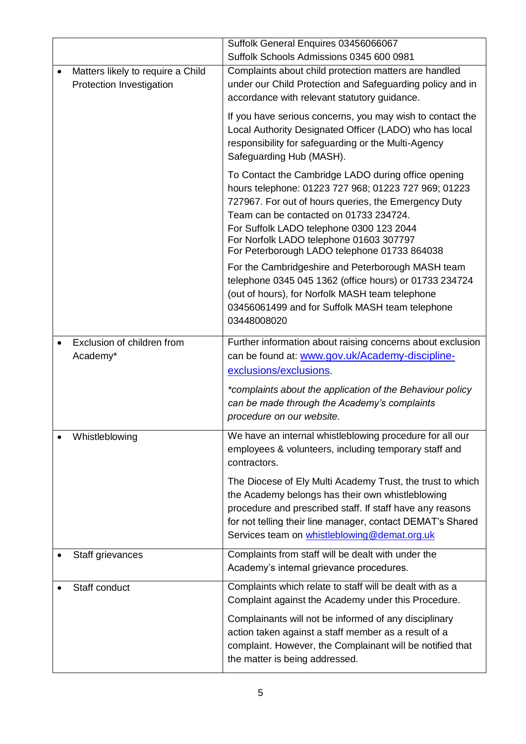| | |
|---|---|
| | Suffolk General Enquires 03456066067<br>Suffolk Schools Admissions 0345 600 0981 |
| • Matters likely to require a Child Protection Investigation | Complaints about child protection matters are handled under our Child Protection and Safeguarding policy and in accordance with relevant statutory guidance.<br><br>If you have serious concerns, you may wish to contact the Local Authority Designated Officer (LADO) who has local responsibility for safeguarding or the Multi-Agency Safeguarding Hub (MASH).<br><br>To Contact the Cambridge LADO during office opening hours telephone: 01223 727 968; 01223 727 969; 01223 727967. For out of hours queries, the Emergency Duty Team can be contacted on 01733 234724.<br>For Suffolk LADO telephone 0300 123 2044<br>For Norfolk LADO telephone 01603 307797<br>For Peterborough LADO telephone 01733 864038<br><br>For the Cambridgeshire and Peterborough MASH team telephone 0345 045 1362 (office hours) or 01733 234724 (out of hours), for Norfolk MASH team telephone 03456061499 and for Suffolk MASH team telephone 03448008020 |
| • Exclusion of children from Academy* | Further information about raising concerns about exclusion can be found at: [www.gov.uk/Academy-discipline-exclusions/exclusions](www.gov.uk/Academy-discipline-exclusions/exclusions).<br><br>*\*complaints about the application of the Behaviour policy can be made through the Academy's complaints procedure on our website.* |
| • Whistleblowing | We have an internal whistleblowing procedure for all our employees & volunteers, including temporary staff and contractors.<br><br>The Diocese of Ely Multi Academy Trust, the trust to which the Academy belongs has their own whistleblowing procedure and prescribed staff. If staff have any reasons for not telling their line manager, contact DEMAT's Shared Services team on [whistleblowing@demat.org.uk](mailto:whistleblowing@demat.org.uk) |
| • Staff grievances | Complaints from staff will be dealt with under the Academy's internal grievance procedures. |
| • Staff conduct | Complaints which relate to staff will be dealt with as a Complaint against the Academy under this Procedure.<br><br>Complainants will not be informed of any disciplinary action taken against a staff member as a result of a complaint. However, the Complainant will be notified that the matter is being addressed. |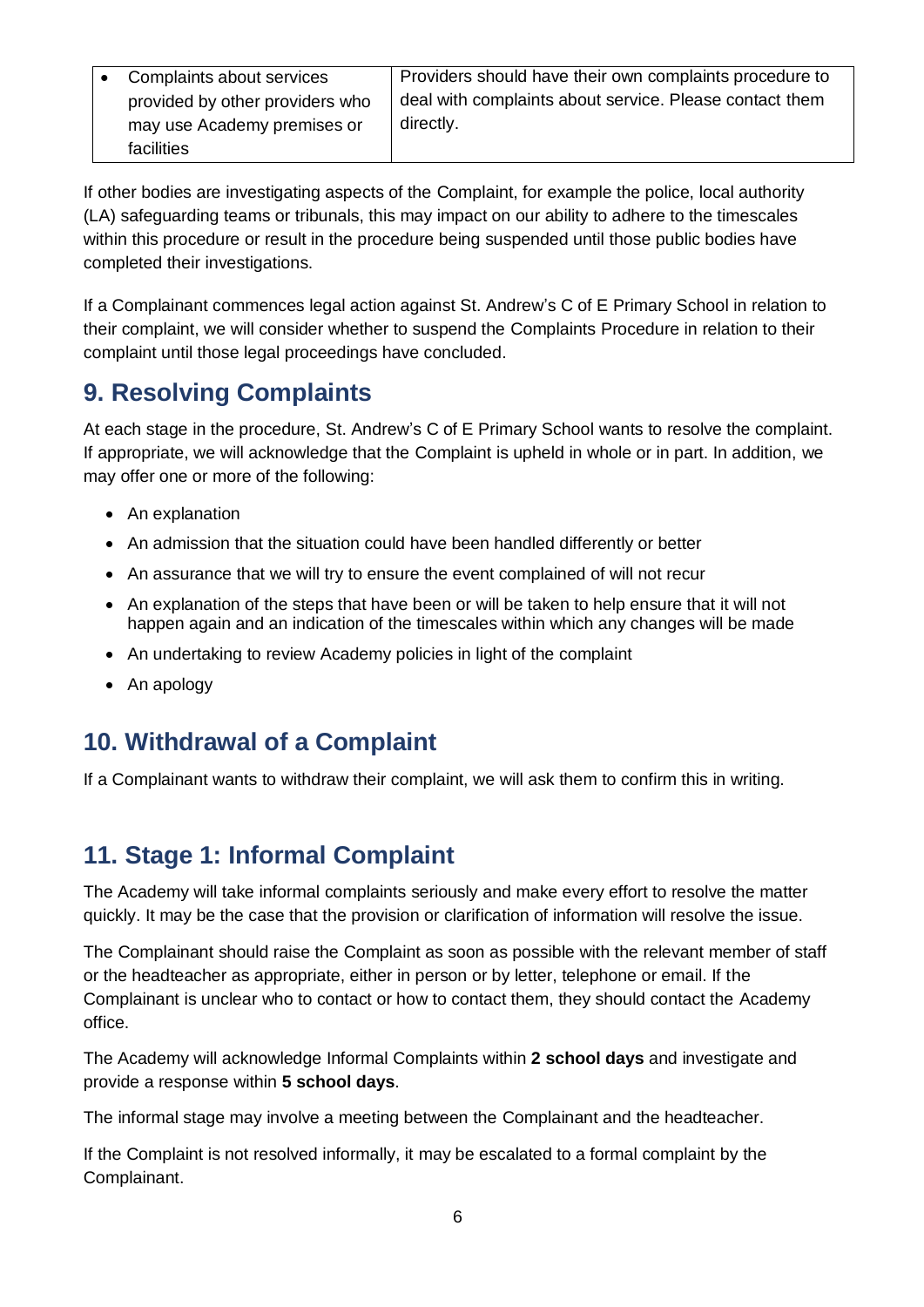| • Complaints about services provided by other providers who may use Academy premises or facilities | Providers should have their own complaints procedure to deal with complaints about service. Please contact them directly. |
|---|---|

If other bodies are investigating aspects of the Complaint, for example the police, local authority (LA) safeguarding teams or tribunals, this may impact on our ability to adhere to the timescales within this procedure or result in the procedure being suspended until those public bodies have completed their investigations.

If a Complainant commences legal action against St. Andrew's C of E Primary School in relation to their complaint, we will consider whether to suspend the Complaints Procedure in relation to their complaint until those legal proceedings have concluded.

## 9. Resolving Complaints

At each stage in the procedure, St. Andrew's C of E Primary School wants to resolve the complaint. If appropriate, we will acknowledge that the Complaint is upheld in whole or in part. In addition, we may offer one or more of the following:

- An explanation
- An admission that the situation could have been handled differently or better
- An assurance that we will try to ensure the event complained of will not recur
- An explanation of the steps that have been or will be taken to help ensure that it will not happen again and an indication of the timescales within which any changes will be made
- An undertaking to review Academy policies in light of the complaint
- An apology

## 10. Withdrawal of a Complaint

If a Complainant wants to withdraw their complaint, we will ask them to confirm this in writing.

## 11. Stage 1: Informal Complaint

The Academy will take informal complaints seriously and make every effort to resolve the matter quickly. It may be the case that the provision or clarification of information will resolve the issue.

The Complainant should raise the Complaint as soon as possible with the relevant member of staff or the headteacher as appropriate, either in person or by letter, telephone or email. If the Complainant is unclear who to contact or how to contact them, they should contact the Academy office.

The Academy will acknowledge Informal Complaints within **2 school days** and investigate and provide a response within **5 school days**.

The informal stage may involve a meeting between the Complainant and the headteacher.

If the Complaint is not resolved informally, it may be escalated to a formal complaint by the Complainant.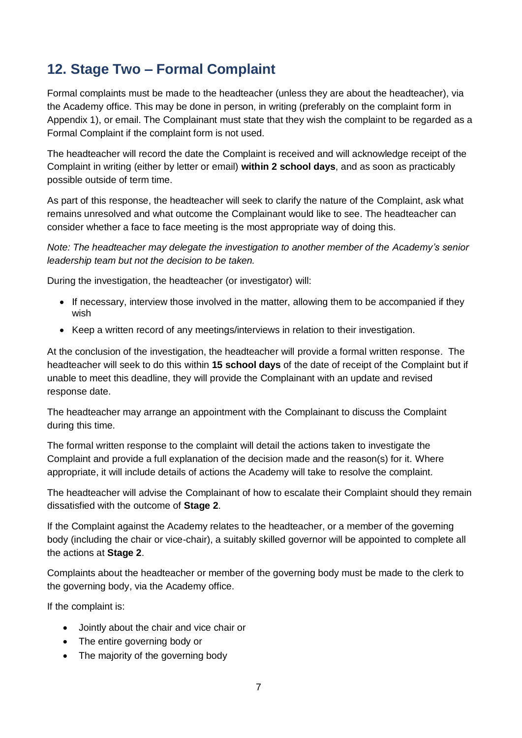## 12. Stage Two – Formal Complaint

Formal complaints must be made to the headteacher (unless they are about the headteacher), via the Academy office. This may be done in person, in writing (preferably on the complaint form in Appendix 1), or email. The Complainant must state that they wish the complaint to be regarded as a Formal Complaint if the complaint form is not used.

The headteacher will record the date the Complaint is received and will acknowledge receipt of the Complaint in writing (either by letter or email) **within 2 school days**, and as soon as practicably possible outside of term time.

As part of this response, the headteacher will seek to clarify the nature of the Complaint, ask what remains unresolved and what outcome the Complainant would like to see. The headteacher can consider whether a face to face meeting is the most appropriate way of doing this.

*Note: The headteacher may delegate the investigation to another member of the Academy's senior leadership team but not the decision to be taken.*

During the investigation, the headteacher (or investigator) will:

- If necessary, interview those involved in the matter, allowing them to be accompanied if they wish
- Keep a written record of any meetings/interviews in relation to their investigation.

At the conclusion of the investigation, the headteacher will provide a formal written response. The headteacher will seek to do this within **15 school days** of the date of receipt of the Complaint but if unable to meet this deadline, they will provide the Complainant with an update and revised response date.

The headteacher may arrange an appointment with the Complainant to discuss the Complaint during this time.

The formal written response to the complaint will detail the actions taken to investigate the Complaint and provide a full explanation of the decision made and the reason(s) for it. Where appropriate, it will include details of actions the Academy will take to resolve the complaint.

The headteacher will advise the Complainant of how to escalate their Complaint should they remain dissatisfied with the outcome of **Stage 2**.

If the Complaint against the Academy relates to the headteacher, or a member of the governing body (including the chair or vice-chair), a suitably skilled governor will be appointed to complete all the actions at **Stage 2**.

Complaints about the headteacher or member of the governing body must be made to the clerk to the governing body, via the Academy office.

If the complaint is:

- Jointly about the chair and vice chair or
- The entire governing body or
- The majority of the governing body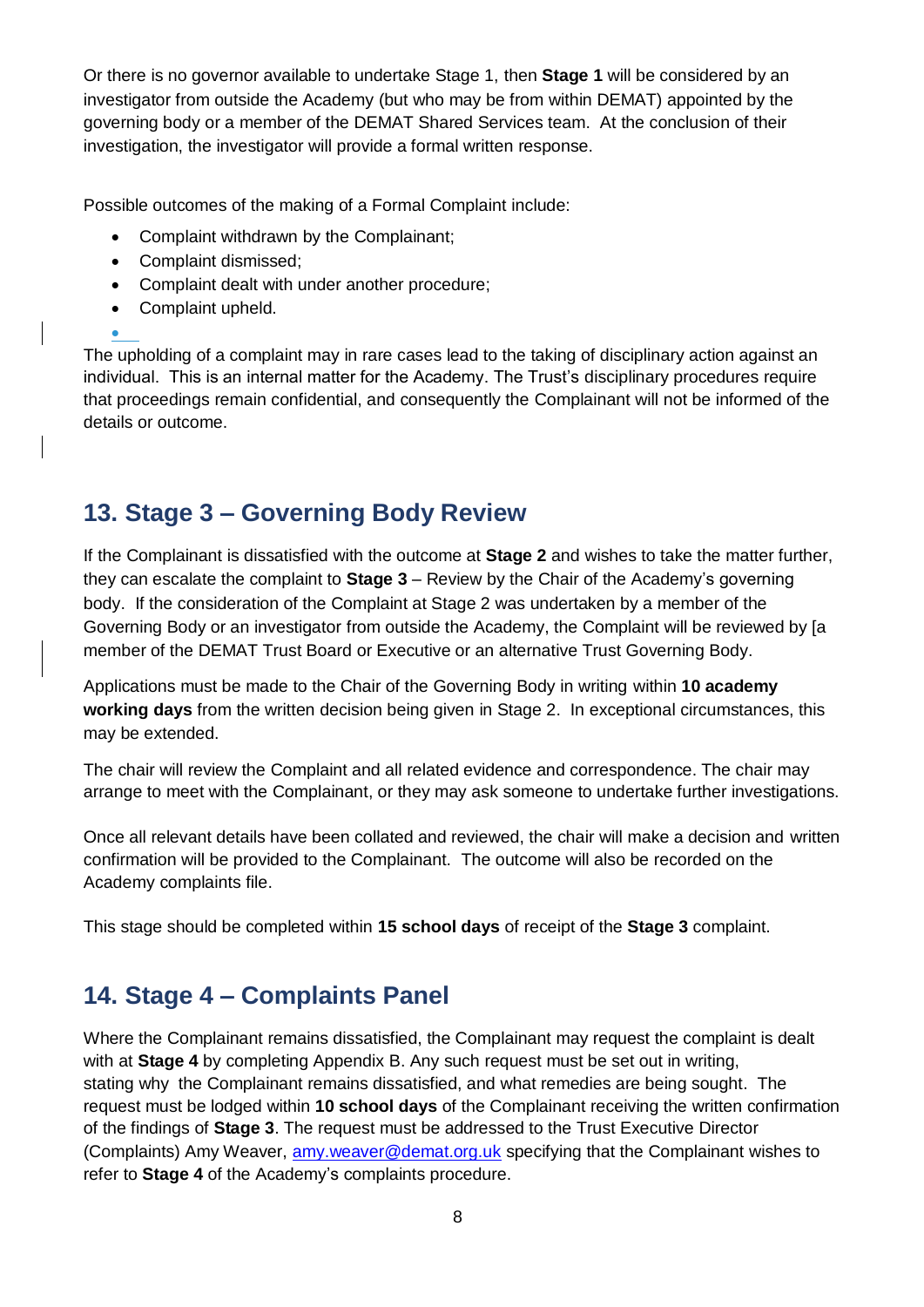Or there is no governor available to undertake Stage 1, then **Stage 1** will be considered by an investigator from outside the Academy (but who may be from within DEMAT) appointed by the governing body or a member of the DEMAT Shared Services team. At the conclusion of their investigation, the investigator will provide a formal written response.

Possible outcomes of the making of a Formal Complaint include:

- Complaint withdrawn by the Complainant;
- Complaint dismissed;
- Complaint dealt with under another procedure;
- Complaint upheld.

The upholding of a complaint may in rare cases lead to the taking of disciplinary action against an individual. This is an internal matter for the Academy. The Trust's disciplinary procedures require that proceedings remain confidential, and consequently the Complainant will not be informed of the details or outcome.

## 13. Stage 3 – Governing Body Review

If the Complainant is dissatisfied with the outcome at **Stage 2** and wishes to take the matter further, they can escalate the complaint to **Stage 3** – Review by the Chair of the Academy's governing body. If the consideration of the Complaint at Stage 2 was undertaken by a member of the Governing Body or an investigator from outside the Academy, the Complaint will be reviewed by [a member of the DEMAT Trust Board or Executive or an alternative Trust Governing Body.

Applications must be made to the Chair of the Governing Body in writing within **10 academy working days** from the written decision being given in Stage 2. In exceptional circumstances, this may be extended.

The chair will review the Complaint and all related evidence and correspondence. The chair may arrange to meet with the Complainant, or they may ask someone to undertake further investigations.

Once all relevant details have been collated and reviewed, the chair will make a decision and written confirmation will be provided to the Complainant. The outcome will also be recorded on the Academy complaints file.

This stage should be completed within **15 school days** of receipt of the **Stage 3** complaint.

## 14. Stage 4 – Complaints Panel

Where the Complainant remains dissatisfied, the Complainant may request the complaint is dealt with at **Stage 4** by completing Appendix B. Any such request must be set out in writing, stating why the Complainant remains dissatisfied, and what remedies are being sought. The request must be lodged within **10 school days** of the Complainant receiving the written confirmation of the findings of **Stage 3**. The request must be addressed to the Trust Executive Director (Complaints) Amy Weaver, amy.weaver@demat.org.uk specifying that the Complainant wishes to refer to **Stage 4** of the Academy's complaints procedure.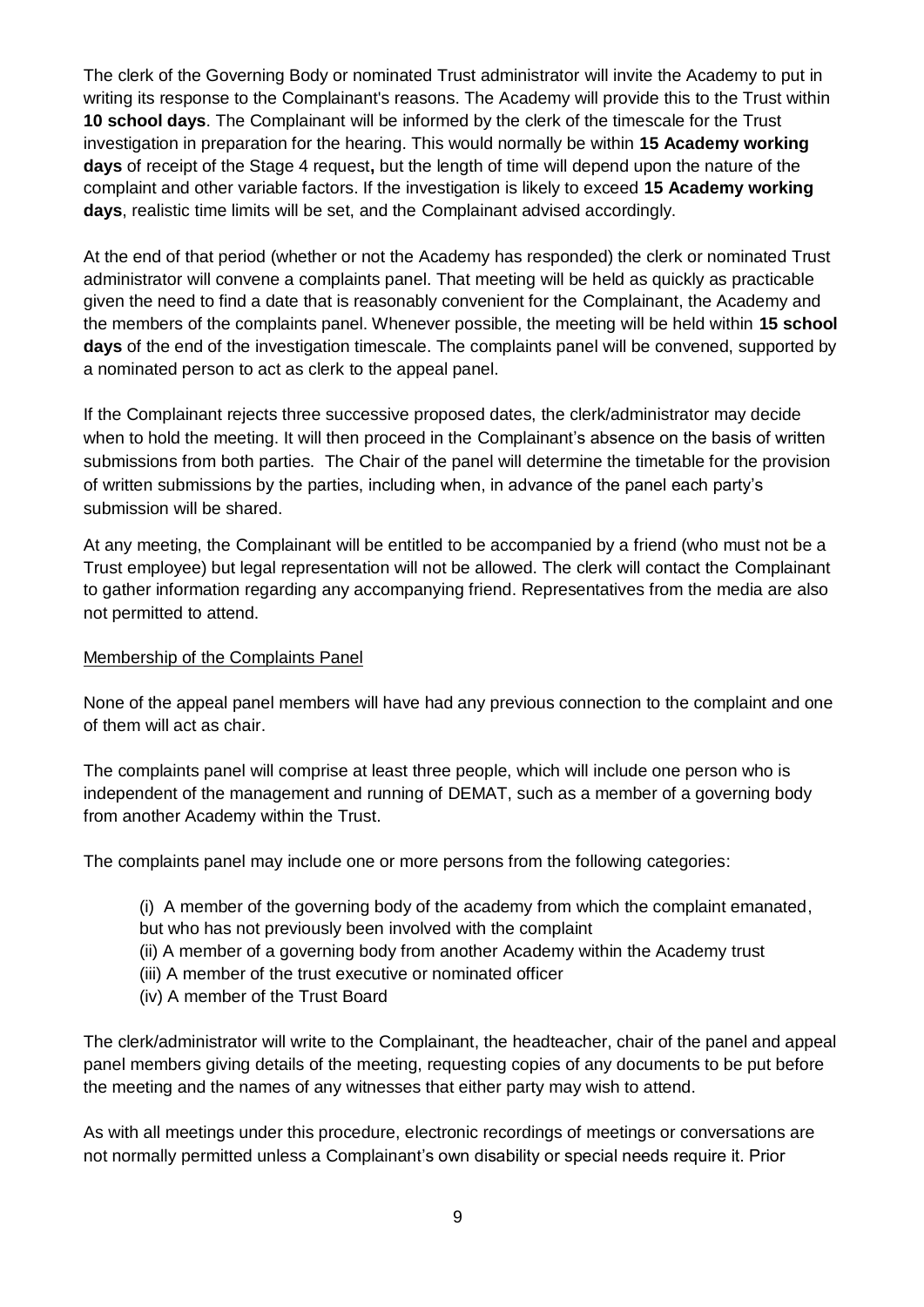The clerk of the Governing Body or nominated Trust administrator will invite the Academy to put in writing its response to the Complainant's reasons. The Academy will provide this to the Trust within **10 school days**. The Complainant will be informed by the clerk of the timescale for the Trust investigation in preparation for the hearing. This would normally be within **15 Academy working days** of receipt of the Stage 4 request**,** but the length of time will depend upon the nature of the complaint and other variable factors. If the investigation is likely to exceed **15 Academy working days**, realistic time limits will be set, and the Complainant advised accordingly.

At the end of that period (whether or not the Academy has responded) the clerk or nominated Trust administrator will convene a complaints panel. That meeting will be held as quickly as practicable given the need to find a date that is reasonably convenient for the Complainant, the Academy and the members of the complaints panel. Whenever possible, the meeting will be held within **15 school days** of the end of the investigation timescale. The complaints panel will be convened, supported by a nominated person to act as clerk to the appeal panel.

If the Complainant rejects three successive proposed dates, the clerk/administrator may decide when to hold the meeting. It will then proceed in the Complainant's absence on the basis of written submissions from both parties. The Chair of the panel will determine the timetable for the provision of written submissions by the parties, including when, in advance of the panel each party's submission will be shared.

At any meeting, the Complainant will be entitled to be accompanied by a friend (who must not be a Trust employee) but legal representation will not be allowed. The clerk will contact the Complainant to gather information regarding any accompanying friend. Representatives from the media are also not permitted to attend.

<u>Membership of the Complaints Panel</u>

None of the appeal panel members will have had any previous connection to the complaint and one of them will act as chair.

The complaints panel will comprise at least three people, which will include one person who is independent of the management and running of DEMAT, such as a member of a governing body from another Academy within the Trust.

The complaints panel may include one or more persons from the following categories:

(i) A member of the governing body of the academy from which the complaint emanated, but who has not previously been involved with the complaint
(ii) A member of a governing body from another Academy within the Academy trust
(iii) A member of the trust executive or nominated officer
(iv) A member of the Trust Board

The clerk/administrator will write to the Complainant, the headteacher, chair of the panel and appeal panel members giving details of the meeting, requesting copies of any documents to be put before the meeting and the names of any witnesses that either party may wish to attend.

As with all meetings under this procedure, electronic recordings of meetings or conversations are not normally permitted unless a Complainant's own disability or special needs require it. Prior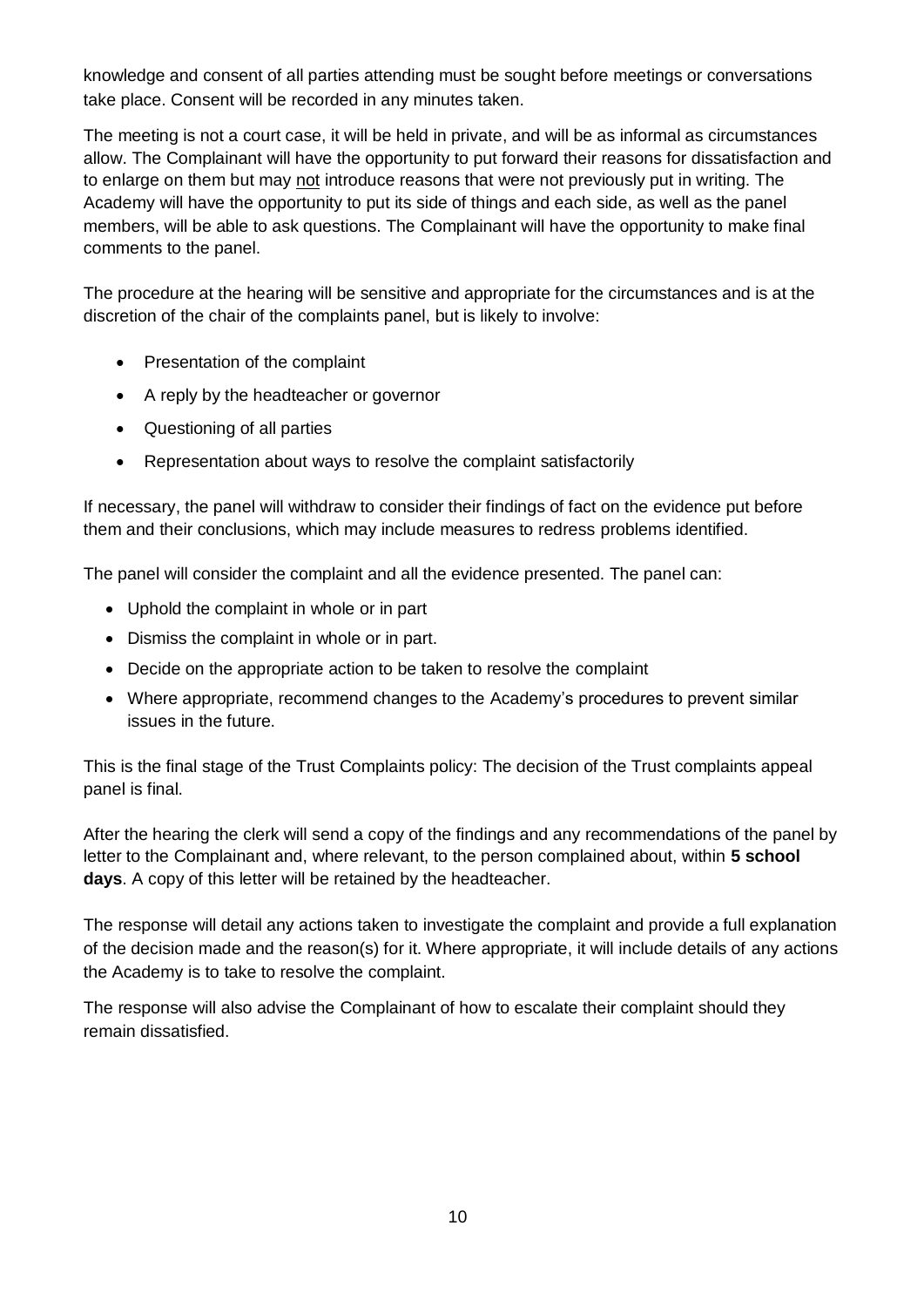knowledge and consent of all parties attending must be sought before meetings or conversations take place. Consent will be recorded in any minutes taken.

The meeting is not a court case, it will be held in private, and will be as informal as circumstances allow. The Complainant will have the opportunity to put forward their reasons for dissatisfaction and to enlarge on them but may <u>not</u> introduce reasons that were not previously put in writing. The Academy will have the opportunity to put its side of things and each side, as well as the panel members, will be able to ask questions. The Complainant will have the opportunity to make final comments to the panel.

The procedure at the hearing will be sensitive and appropriate for the circumstances and is at the discretion of the chair of the complaints panel, but is likely to involve:

- Presentation of the complaint
- A reply by the headteacher or governor
- Questioning of all parties
- Representation about ways to resolve the complaint satisfactorily

If necessary, the panel will withdraw to consider their findings of fact on the evidence put before them and their conclusions, which may include measures to redress problems identified.

The panel will consider the complaint and all the evidence presented. The panel can:

- Uphold the complaint in whole or in part
- Dismiss the complaint in whole or in part.
- Decide on the appropriate action to be taken to resolve the complaint
- Where appropriate, recommend changes to the Academy's procedures to prevent similar issues in the future.

This is the final stage of the Trust Complaints policy: The decision of the Trust complaints appeal panel is final.

After the hearing the clerk will send a copy of the findings and any recommendations of the panel by letter to the Complainant and, where relevant, to the person complained about, within **5 school days**. A copy of this letter will be retained by the headteacher.

The response will detail any actions taken to investigate the complaint and provide a full explanation of the decision made and the reason(s) for it. Where appropriate, it will include details of any actions the Academy is to take to resolve the complaint.

The response will also advise the Complainant of how to escalate their complaint should they remain dissatisfied.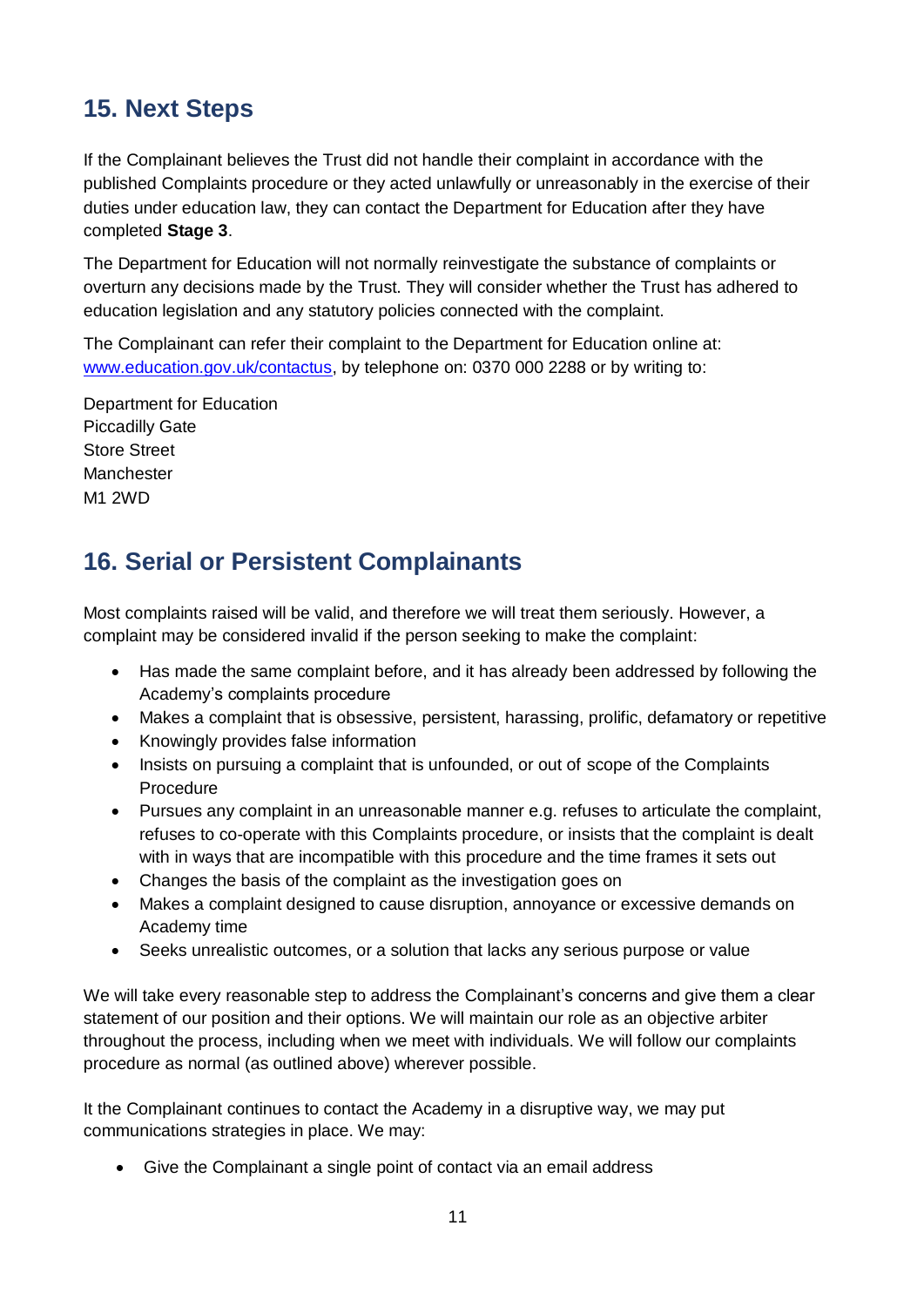## 15. Next Steps

If the Complainant believes the Trust did not handle their complaint in accordance with the published Complaints procedure or they acted unlawfully or unreasonably in the exercise of their duties under education law, they can contact the Department for Education after they have completed **Stage 3**.

The Department for Education will not normally reinvestigate the substance of complaints or overturn any decisions made by the Trust. They will consider whether the Trust has adhered to education legislation and any statutory policies connected with the complaint.

The Complainant can refer their complaint to the Department for Education online at: [www.education.gov.uk/contactus](www.education.gov.uk/contactus), by telephone on: 0370 000 2288 or by writing to:

Department for Education
Piccadilly Gate
Store Street
Manchester
M1 2WD

## 16. Serial or Persistent Complainants

Most complaints raised will be valid, and therefore we will treat them seriously. However, a complaint may be considered invalid if the person seeking to make the complaint:

- Has made the same complaint before, and it has already been addressed by following the Academy's complaints procedure
- Makes a complaint that is obsessive, persistent, harassing, prolific, defamatory or repetitive
- Knowingly provides false information
- Insists on pursuing a complaint that is unfounded, or out of scope of the Complaints Procedure
- Pursues any complaint in an unreasonable manner e.g. refuses to articulate the complaint, refuses to co-operate with this Complaints procedure, or insists that the complaint is dealt with in ways that are incompatible with this procedure and the time frames it sets out
- Changes the basis of the complaint as the investigation goes on
- Makes a complaint designed to cause disruption, annoyance or excessive demands on Academy time
- Seeks unrealistic outcomes, or a solution that lacks any serious purpose or value

We will take every reasonable step to address the Complainant's concerns and give them a clear statement of our position and their options. We will maintain our role as an objective arbiter throughout the process, including when we meet with individuals. We will follow our complaints procedure as normal (as outlined above) wherever possible.

It the Complainant continues to contact the Academy in a disruptive way, we may put communications strategies in place. We may:

- Give the Complainant a single point of contact via an email address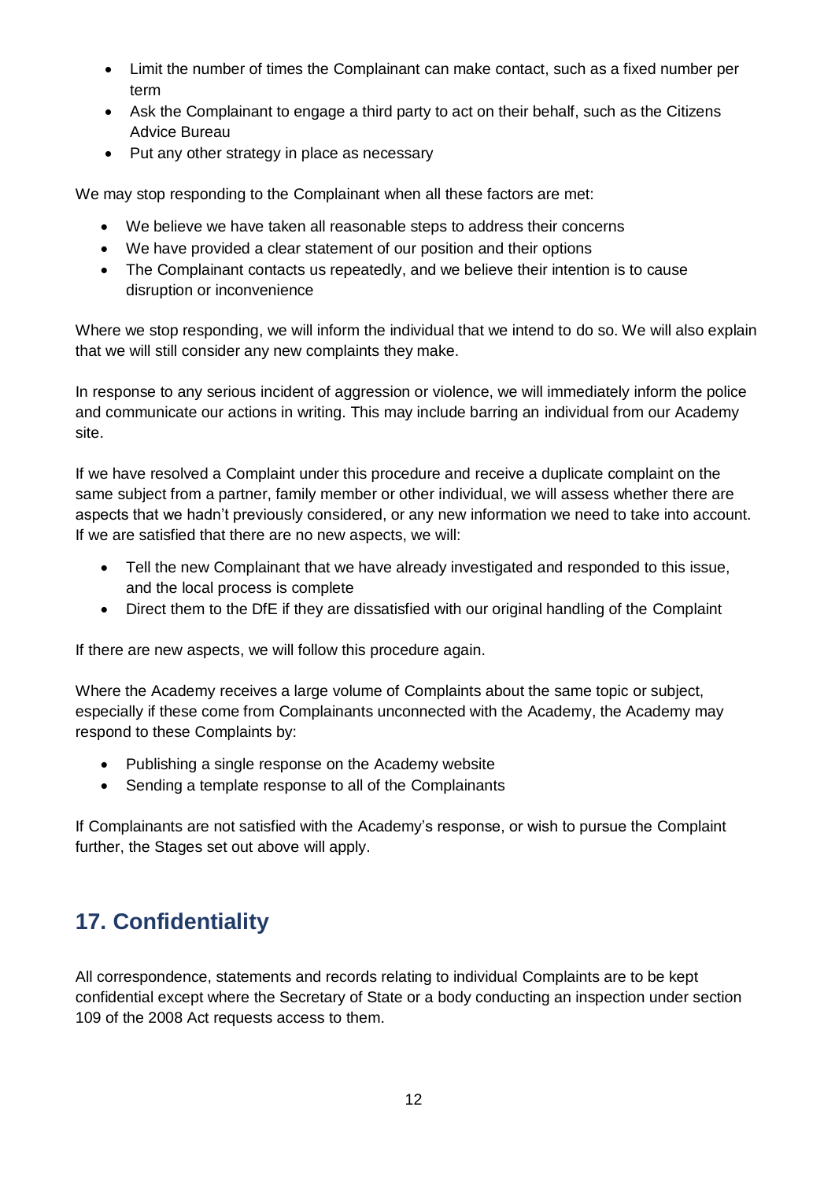- Limit the number of times the Complainant can make contact, such as a fixed number per term
- Ask the Complainant to engage a third party to act on their behalf, such as the Citizens Advice Bureau
- Put any other strategy in place as necessary

We may stop responding to the Complainant when all these factors are met:

- We believe we have taken all reasonable steps to address their concerns
- We have provided a clear statement of our position and their options
- The Complainant contacts us repeatedly, and we believe their intention is to cause disruption or inconvenience

Where we stop responding, we will inform the individual that we intend to do so. We will also explain that we will still consider any new complaints they make.

In response to any serious incident of aggression or violence, we will immediately inform the police and communicate our actions in writing. This may include barring an individual from our Academy site.

If we have resolved a Complaint under this procedure and receive a duplicate complaint on the same subject from a partner, family member or other individual, we will assess whether there are aspects that we hadn't previously considered, or any new information we need to take into account. If we are satisfied that there are no new aspects, we will:

- Tell the new Complainant that we have already investigated and responded to this issue, and the local process is complete
- Direct them to the DfE if they are dissatisfied with our original handling of the Complaint

If there are new aspects, we will follow this procedure again.

Where the Academy receives a large volume of Complaints about the same topic or subject, especially if these come from Complainants unconnected with the Academy, the Academy may respond to these Complaints by:

- Publishing a single response on the Academy website
- Sending a template response to all of the Complainants

If Complainants are not satisfied with the Academy's response, or wish to pursue the Complaint further, the Stages set out above will apply.

## 17. Confidentiality

All correspondence, statements and records relating to individual Complaints are to be kept confidential except where the Secretary of State or a body conducting an inspection under section 109 of the 2008 Act requests access to them.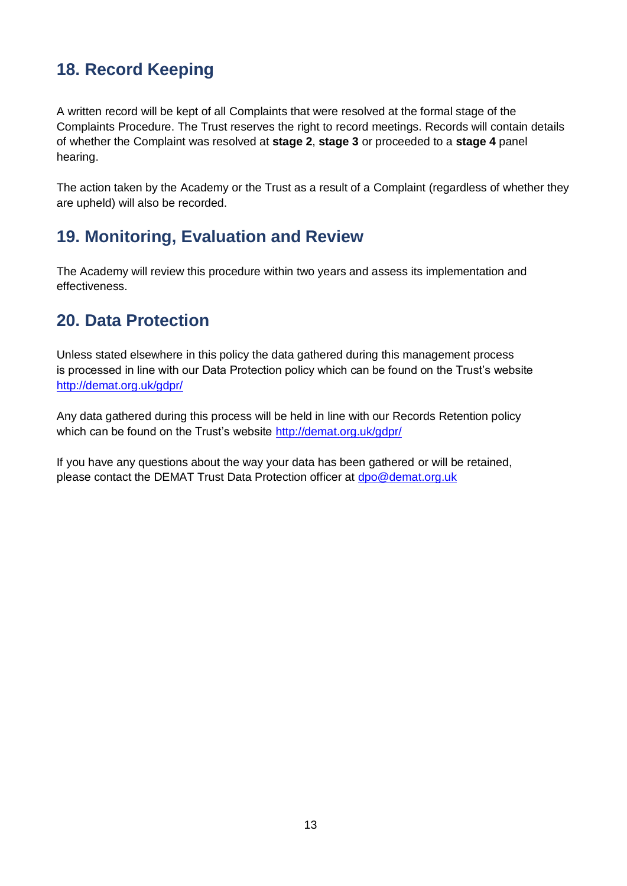## 18. Record Keeping

A written record will be kept of all Complaints that were resolved at the formal stage of the Complaints Procedure. The Trust reserves the right to record meetings. Records will contain details of whether the Complaint was resolved at **stage 2**, **stage 3** or proceeded to a **stage 4** panel hearing.

The action taken by the Academy or the Trust as a result of a Complaint (regardless of whether they are upheld) will also be recorded.

## 19. Monitoring, Evaluation and Review

The Academy will review this procedure within two years and assess its implementation and effectiveness.

## 20. Data Protection

Unless stated elsewhere in this policy the data gathered during this management process is processed in line with our Data Protection policy which can be found on the Trust's website http://demat.org.uk/gdpr/

Any data gathered during this process will be held in line with our Records Retention policy which can be found on the Trust's website http://demat.org.uk/gdpr/

If you have any questions about the way your data has been gathered or will be retained, please contact the DEMAT Trust Data Protection officer at dpo@demat.org.uk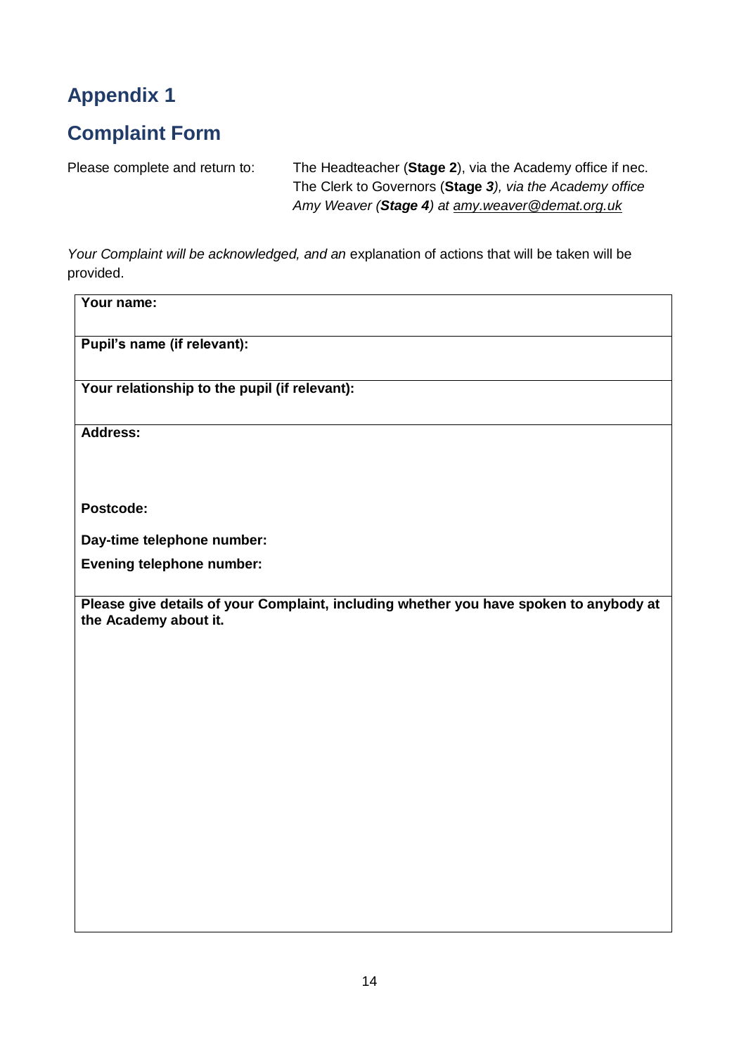## Appendix 1

## Complaint Form

Please complete and return to: The Headteacher (**Stage 2**), via the Academy office if nec.
The Clerk to Governors (**Stage** ***3***)*, via the Academy office*
*Amy Weaver (****Stage 4****) at* amy.weaver@demat.org.uk

*Your Complaint will be acknowledged, and an* explanation of actions that will be taken will be provided.

| **Your name:** |
|---|
| **Pupil's name (if relevant):** |
| **Your relationship to the pupil (if relevant):** |
| **Address:**<br><br><br>**Postcode:**<br>**Day-time telephone number:**<br>**Evening telephone number:** |
| **Please give details of your Complaint, including whether you have spoken to anybody at the Academy about it.** |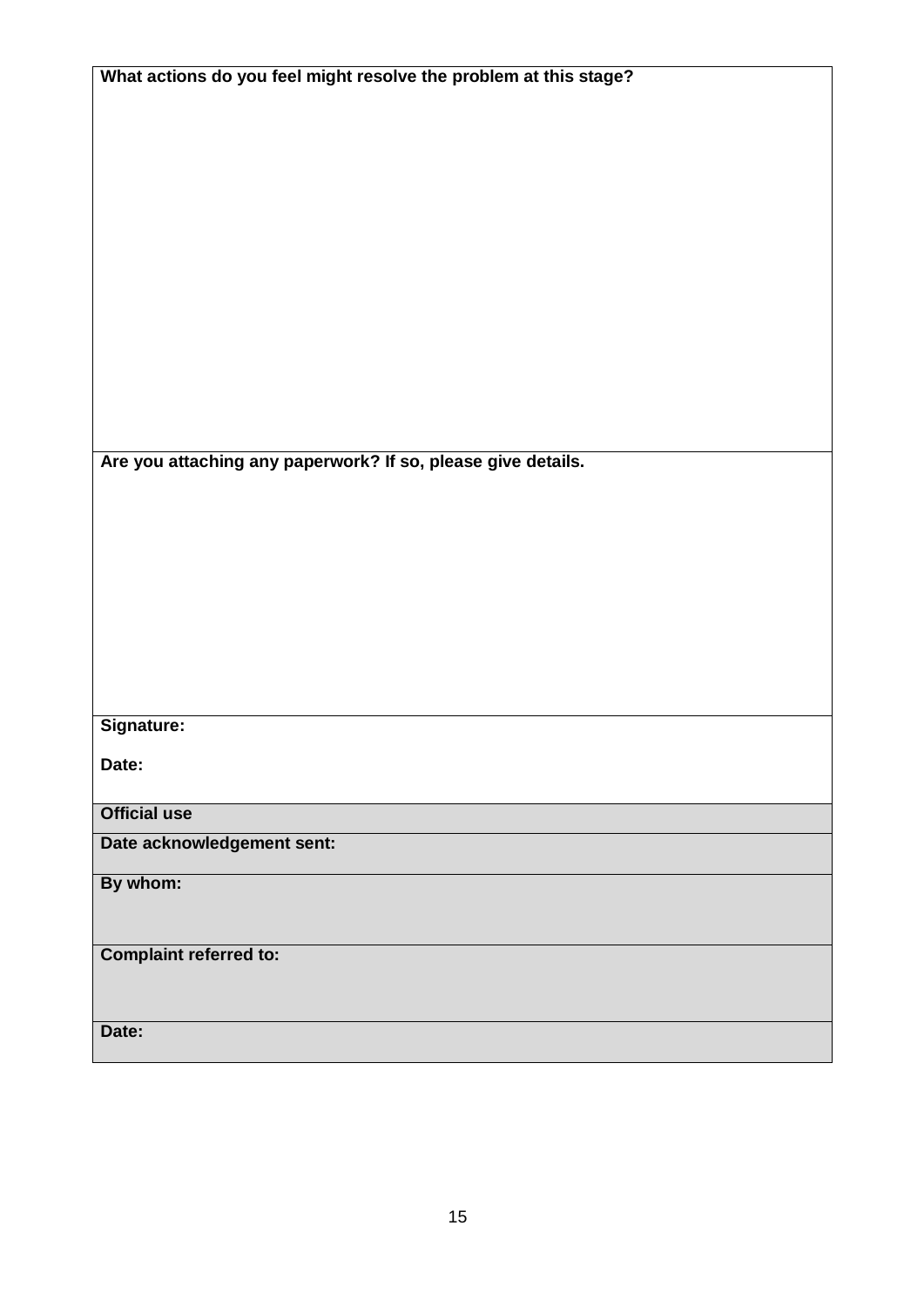| **What actions do you feel might resolve the problem at this stage?** |
|---|
| **Are you attaching any paperwork? If so, please give details.** |
| **Signature:**<br><br>**Date:** |
| **Official use** |
| **Date acknowledgement sent:** |
| **By whom:** |
| **Complaint referred to:** |
| **Date:** |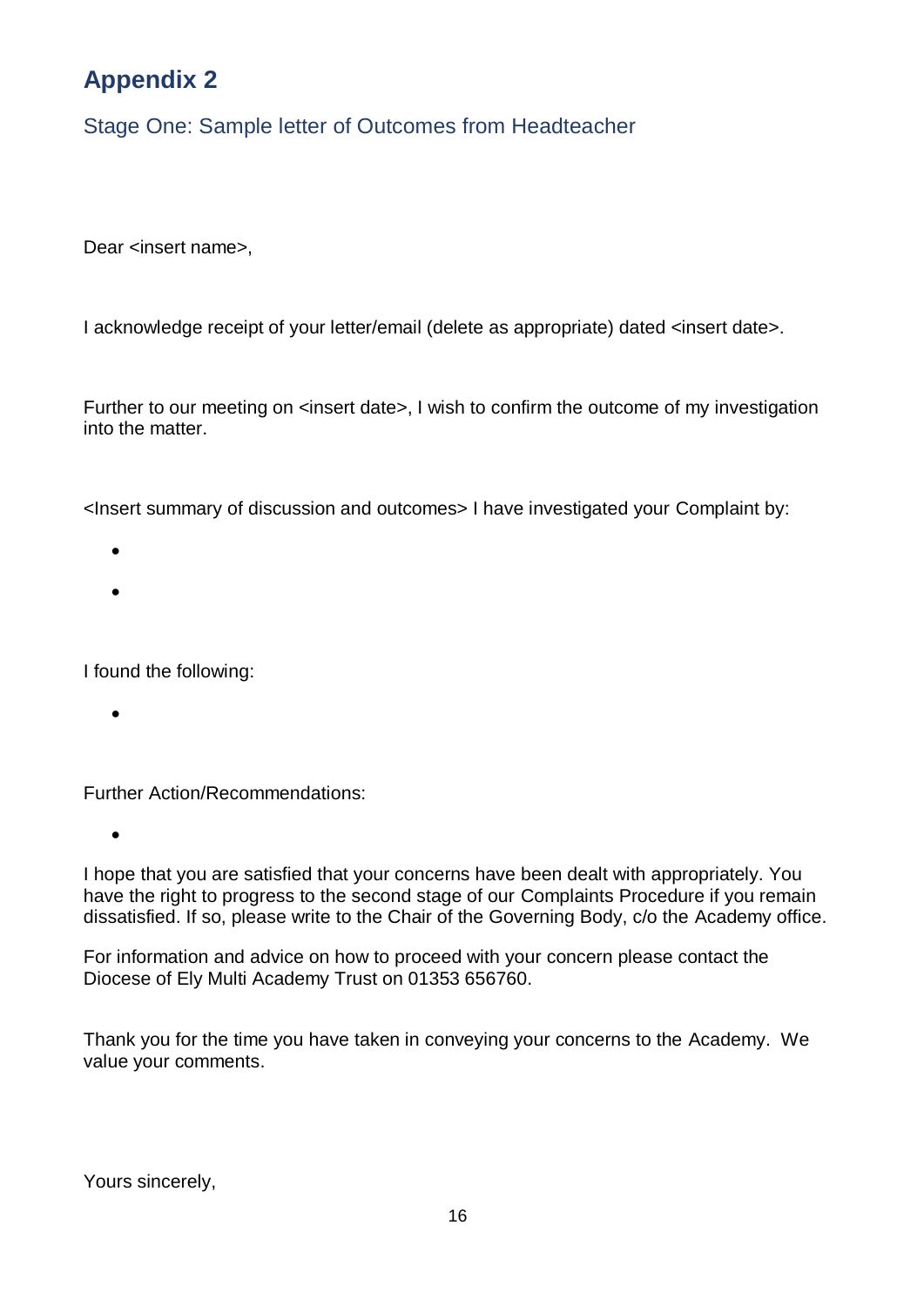# Appendix 2

## Stage One: Sample letter of Outcomes from Headteacher

Dear <insert name>,

I acknowledge receipt of your letter/email (delete as appropriate) dated <insert date>.

Further to our meeting on <insert date>, I wish to confirm the outcome of my investigation into the matter.

<Insert summary of discussion and outcomes> I have investigated your Complaint by:

- 
- 

I found the following:

- 

Further Action/Recommendations:

- 

I hope that you are satisfied that your concerns have been dealt with appropriately. You have the right to progress to the second stage of our Complaints Procedure if you remain dissatisfied. If so, please write to the Chair of the Governing Body, c/o the Academy office.

For information and advice on how to proceed with your concern please contact the Diocese of Ely Multi Academy Trust on 01353 656760.

Thank you for the time you have taken in conveying your concerns to the Academy. We value your comments.

Yours sincerely,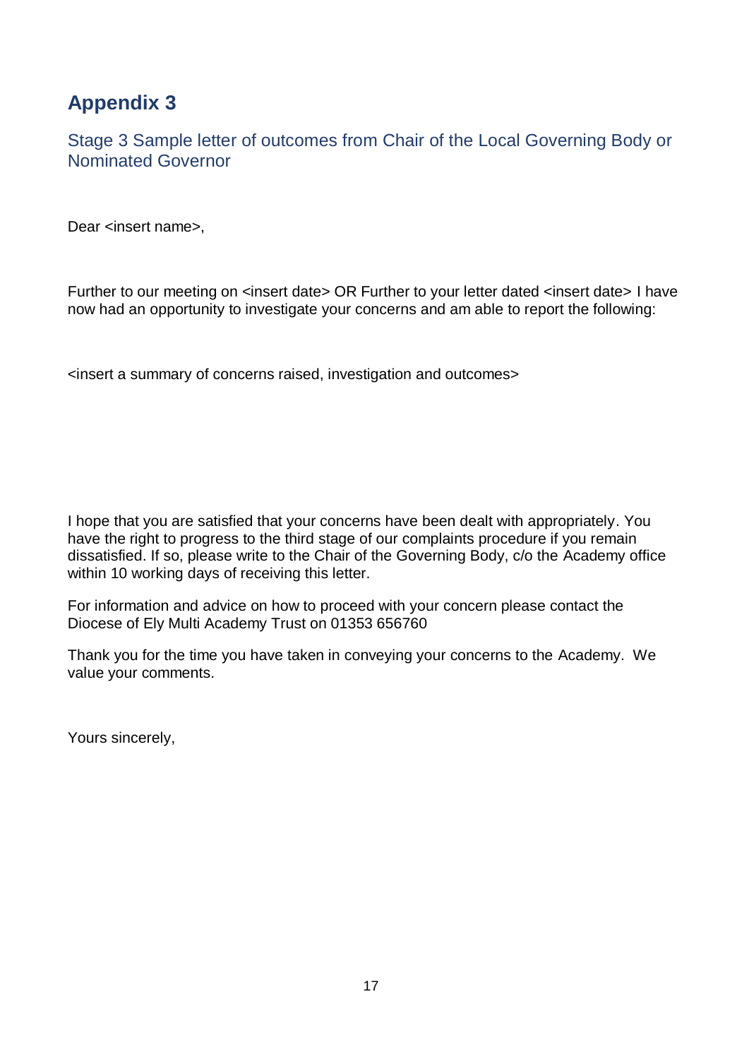# Appendix 3

## Stage 3 Sample letter of outcomes from Chair of the Local Governing Body or Nominated Governor

Dear <insert name>,

Further to our meeting on <insert date> OR Further to your letter dated <insert date> I have now had an opportunity to investigate your concerns and am able to report the following:

<insert a summary of concerns raised, investigation and outcomes>

I hope that you are satisfied that your concerns have been dealt with appropriately. You have the right to progress to the third stage of our complaints procedure if you remain dissatisfied. If so, please write to the Chair of the Governing Body, c/o the Academy office within 10 working days of receiving this letter.

For information and advice on how to proceed with your concern please contact the Diocese of Ely Multi Academy Trust on 01353 656760

Thank you for the time you have taken in conveying your concerns to the Academy. We value your comments.

Yours sincerely,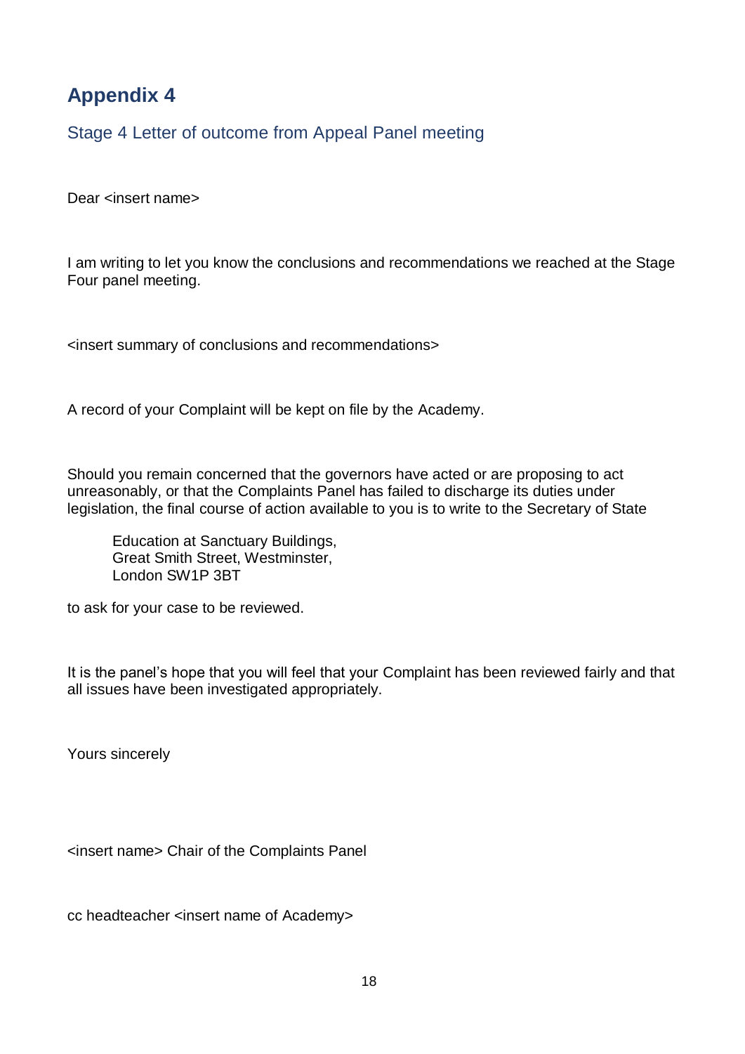# Appendix 4

## Stage 4 Letter of outcome from Appeal Panel meeting

Dear <insert name>

I am writing to let you know the conclusions and recommendations we reached at the Stage Four panel meeting.

<insert summary of conclusions and recommendations>

A record of your Complaint will be kept on file by the Academy.

Should you remain concerned that the governors have acted or are proposing to act unreasonably, or that the Complaints Panel has failed to discharge its duties under legislation, the final course of action available to you is to write to the Secretary of State

> Education at Sanctuary Buildings,
> Great Smith Street, Westminster,
> London SW1P 3BT

to ask for your case to be reviewed.

It is the panel's hope that you will feel that your Complaint has been reviewed fairly and that all issues have been investigated appropriately.

Yours sincerely

<insert name> Chair of the Complaints Panel

cc headteacher <insert name of Academy>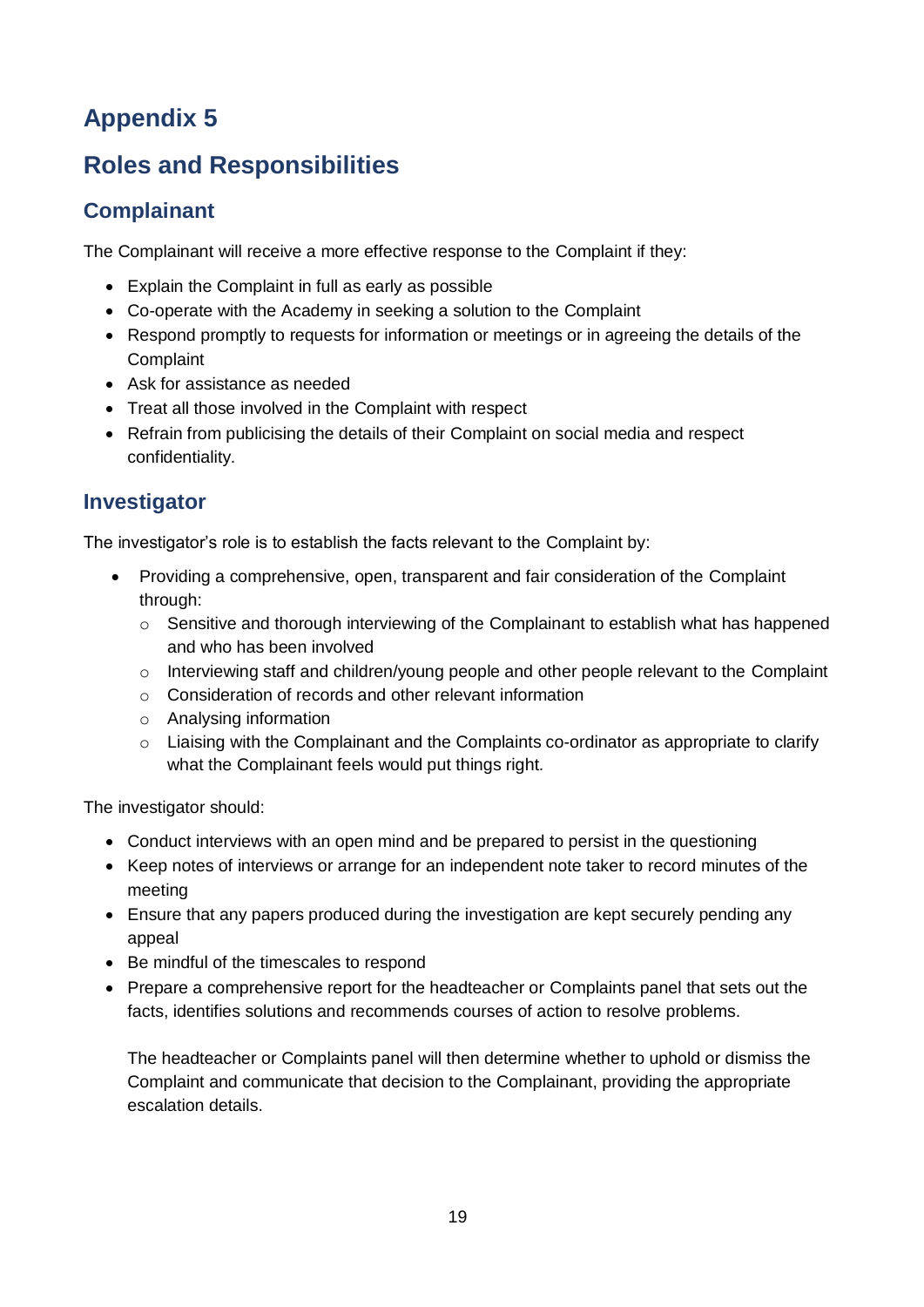# Appendix 5

# Roles and Responsibilities

## Complainant

The Complainant will receive a more effective response to the Complaint if they:

- Explain the Complaint in full as early as possible
- Co-operate with the Academy in seeking a solution to the Complaint
- Respond promptly to requests for information or meetings or in agreeing the details of the Complaint
- Ask for assistance as needed
- Treat all those involved in the Complaint with respect
- Refrain from publicising the details of their Complaint on social media and respect confidentiality.

## Investigator

The investigator's role is to establish the facts relevant to the Complaint by:

- Providing a comprehensive, open, transparent and fair consideration of the Complaint through:
  - Sensitive and thorough interviewing of the Complainant to establish what has happened and who has been involved
  - Interviewing staff and children/young people and other people relevant to the Complaint
  - Consideration of records and other relevant information
  - Analysing information
  - Liaising with the Complainant and the Complaints co-ordinator as appropriate to clarify what the Complainant feels would put things right.

The investigator should:

- Conduct interviews with an open mind and be prepared to persist in the questioning
- Keep notes of interviews or arrange for an independent note taker to record minutes of the meeting
- Ensure that any papers produced during the investigation are kept securely pending any appeal
- Be mindful of the timescales to respond
- Prepare a comprehensive report for the headteacher or Complaints panel that sets out the facts, identifies solutions and recommends courses of action to resolve problems.

  The headteacher or Complaints panel will then determine whether to uphold or dismiss the Complaint and communicate that decision to the Complainant, providing the appropriate escalation details.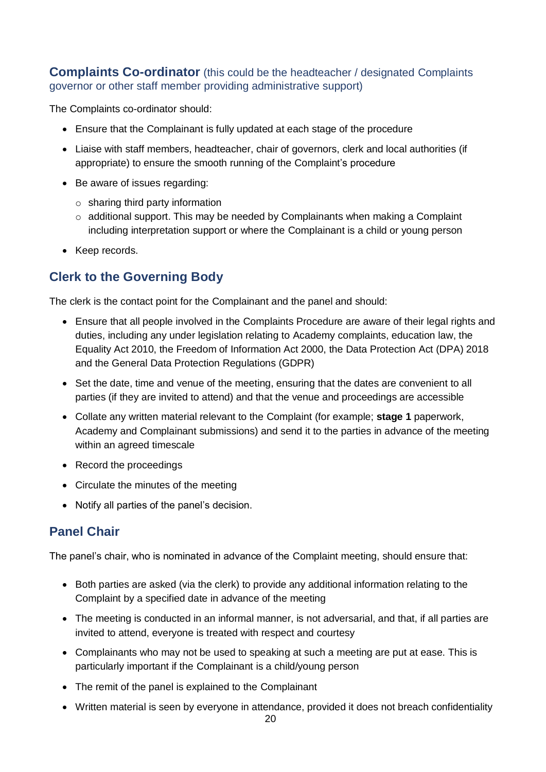### **Complaints Co-ordinator** (this could be the headteacher / designated Complaints governor or other staff member providing administrative support)

The Complaints co-ordinator should:

- Ensure that the Complainant is fully updated at each stage of the procedure
- Liaise with staff members, headteacher, chair of governors, clerk and local authorities (if appropriate) to ensure the smooth running of the Complaint's procedure
- Be aware of issues regarding:
  - sharing third party information
  - additional support. This may be needed by Complainants when making a Complaint including interpretation support or where the Complainant is a child or young person
- Keep records.

### Clerk to the Governing Body

The clerk is the contact point for the Complainant and the panel and should:

- Ensure that all people involved in the Complaints Procedure are aware of their legal rights and duties, including any under legislation relating to Academy complaints, education law, the Equality Act 2010, the Freedom of Information Act 2000, the Data Protection Act (DPA) 2018 and the General Data Protection Regulations (GDPR)
- Set the date, time and venue of the meeting, ensuring that the dates are convenient to all parties (if they are invited to attend) and that the venue and proceedings are accessible
- Collate any written material relevant to the Complaint (for example; **stage 1** paperwork, Academy and Complainant submissions) and send it to the parties in advance of the meeting within an agreed timescale
- Record the proceedings
- Circulate the minutes of the meeting
- Notify all parties of the panel's decision.

### Panel Chair

The panel's chair, who is nominated in advance of the Complaint meeting, should ensure that:

- Both parties are asked (via the clerk) to provide any additional information relating to the Complaint by a specified date in advance of the meeting
- The meeting is conducted in an informal manner, is not adversarial, and that, if all parties are invited to attend, everyone is treated with respect and courtesy
- Complainants who may not be used to speaking at such a meeting are put at ease. This is particularly important if the Complainant is a child/young person
- The remit of the panel is explained to the Complainant
- Written material is seen by everyone in attendance, provided it does not breach confidentiality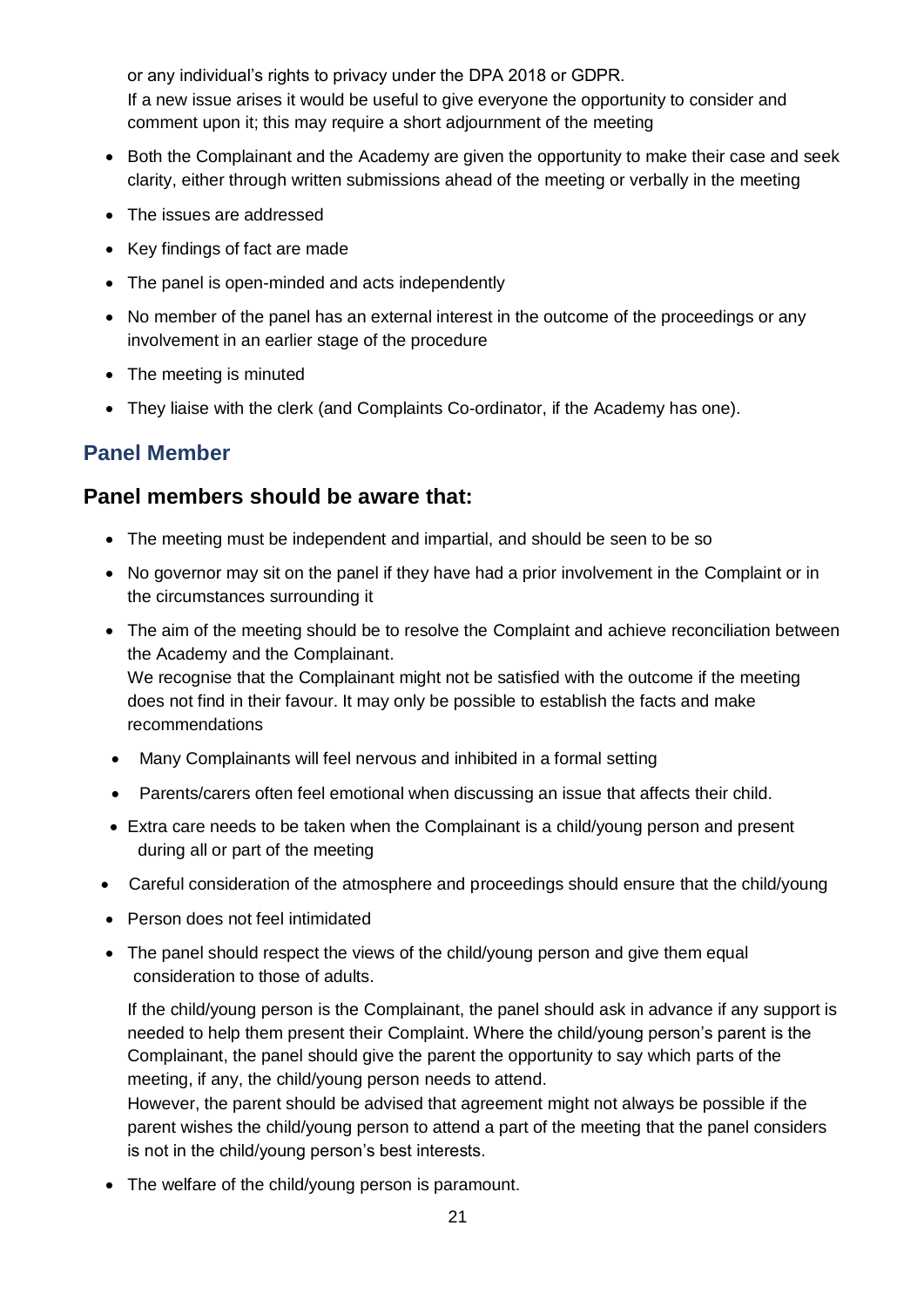or any individual's rights to privacy under the DPA 2018 or GDPR.
If a new issue arises it would be useful to give everyone the opportunity to consider and comment upon it; this may require a short adjournment of the meeting

- Both the Complainant and the Academy are given the opportunity to make their case and seek clarity, either through written submissions ahead of the meeting or verbally in the meeting
- The issues are addressed
- Key findings of fact are made
- The panel is open-minded and acts independently
- No member of the panel has an external interest in the outcome of the proceedings or any involvement in an earlier stage of the procedure
- The meeting is minuted
- They liaise with the clerk (and Complaints Co-ordinator, if the Academy has one).

## Panel Member

## Panel members should be aware that:

- The meeting must be independent and impartial, and should be seen to be so
- No governor may sit on the panel if they have had a prior involvement in the Complaint or in the circumstances surrounding it
- The aim of the meeting should be to resolve the Complaint and achieve reconciliation between the Academy and the Complainant.
  We recognise that the Complainant might not be satisfied with the outcome if the meeting does not find in their favour. It may only be possible to establish the facts and make recommendations
- Many Complainants will feel nervous and inhibited in a formal setting
- Parents/carers often feel emotional when discussing an issue that affects their child.
- Extra care needs to be taken when the Complainant is a child/young person and present during all or part of the meeting
- Careful consideration of the atmosphere and proceedings should ensure that the child/young
- Person does not feel intimidated
- The panel should respect the views of the child/young person and give them equal consideration to those of adults.

  If the child/young person is the Complainant, the panel should ask in advance if any support is needed to help them present their Complaint. Where the child/young person's parent is the Complainant, the panel should give the parent the opportunity to say which parts of the meeting, if any, the child/young person needs to attend.
  However, the panel should be advised that agreement might not always be possible if the parent wishes the child/young person to attend a part of the meeting that the panel considers is not in the child/young person's best interests.
- The welfare of the child/young person is paramount.